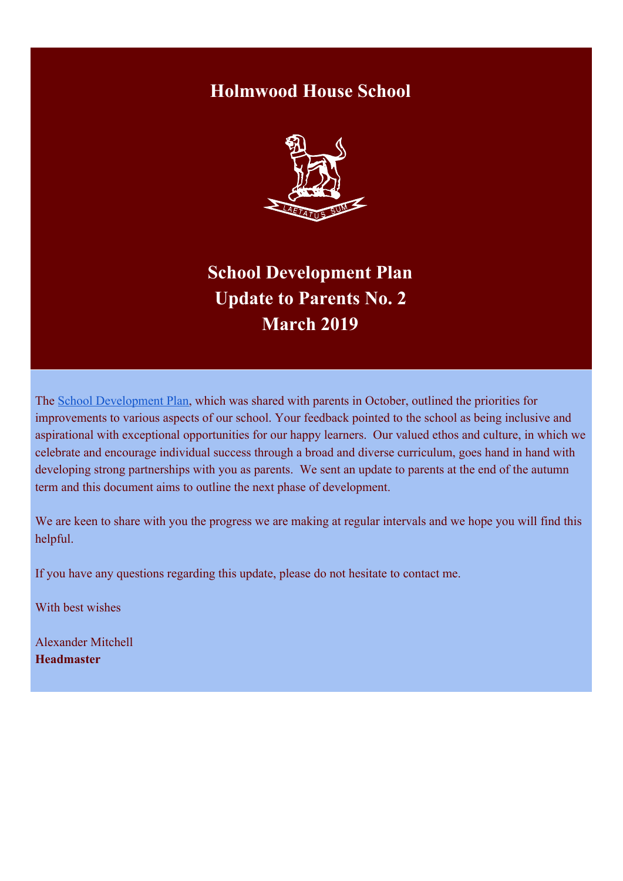# Holmwood House School

LAETATUS SUM

## School Development Plan
## Update to Parents No. 2
## March 2019

The [School Development Plan](), which was shared with parents in October, outlined the priorities for improvements to various aspects of our school. Your feedback pointed to the school as being inclusive and aspirational with exceptional opportunities for our happy learners. Our valued ethos and culture, in which we celebrate and encourage individual success through a broad and diverse curriculum, goes hand in hand with developing strong partnerships with you as parents. We sent an update to parents at the end of the autumn term and this document aims to outline the next phase of development.

We are keen to share with you the progress we are making at regular intervals and we hope you will find this helpful.

If you have any questions regarding this update, please do not hesitate to contact me.

With best wishes

Alexander Mitchell
**Headmaster**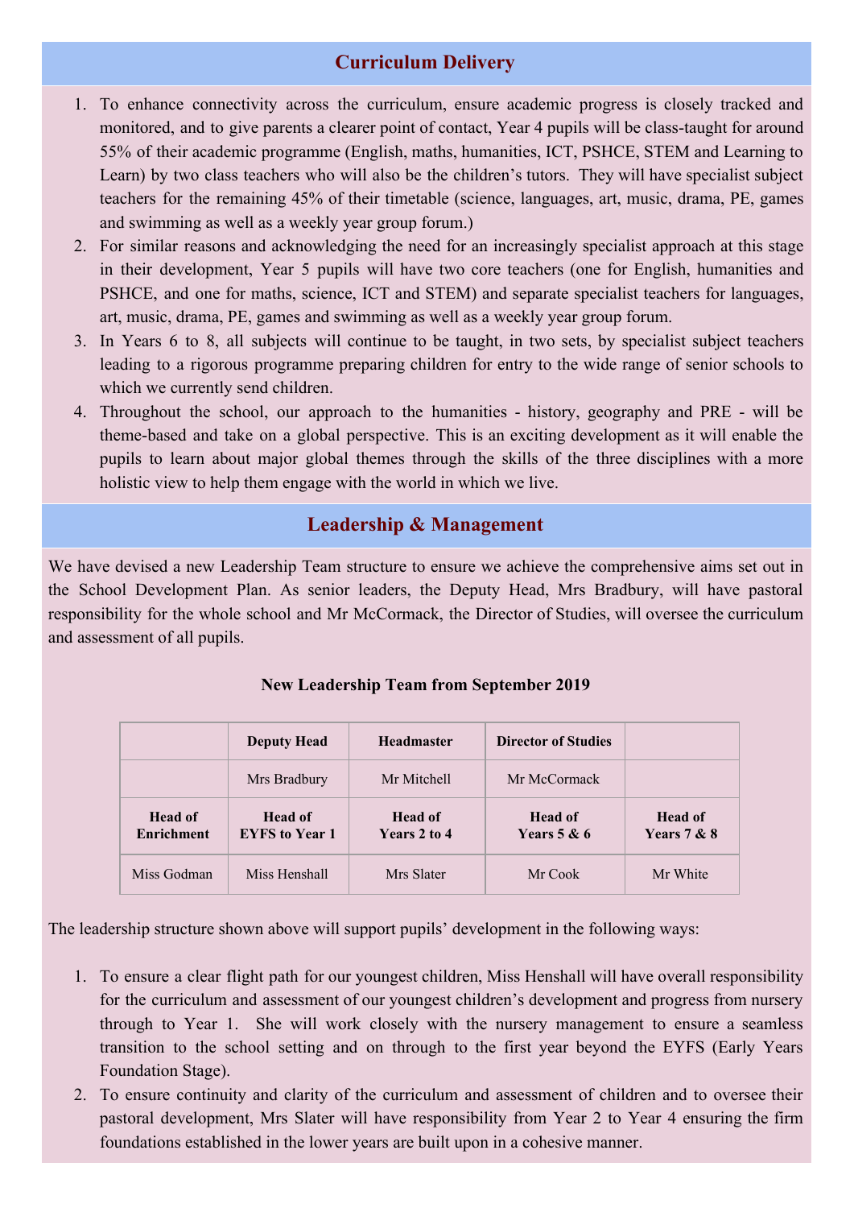## Curriculum Delivery

1. To enhance connectivity across the curriculum, ensure academic progress is closely tracked and monitored, and to give parents a clearer point of contact, Year 4 pupils will be class-taught for around 55% of their academic programme (English, maths, humanities, ICT, PSHCE, STEM and Learning to Learn) by two class teachers who will also be the children's tutors. They will have specialist subject teachers for the remaining 45% of their timetable (science, languages, art, music, drama, PE, games and swimming as well as a weekly year group forum.)
2. For similar reasons and acknowledging the need for an increasingly specialist approach at this stage in their development, Year 5 pupils will have two core teachers (one for English, humanities and PSHCE, and one for maths, science, ICT and STEM) and separate specialist teachers for languages, art, music, drama, PE, games and swimming as well as a weekly year group forum.
3. In Years 6 to 8, all subjects will continue to be taught, in two sets, by specialist subject teachers leading to a rigorous programme preparing children for entry to the wide range of senior schools to which we currently send children.
4. Throughout the school, our approach to the humanities - history, geography and PRE - will be theme-based and take on a global perspective. This is an exciting development as it will enable the pupils to learn about major global themes through the skills of the three disciplines with a more holistic view to help them engage with the world in which we live.

## Leadership & Management

We have devised a new Leadership Team structure to ensure we achieve the comprehensive aims set out in the School Development Plan. As senior leaders, the Deputy Head, Mrs Bradbury, will have pastoral responsibility for the whole school and Mr McCormack, the Director of Studies, will oversee the curriculum and assessment of all pupils.

**New Leadership Team from September 2019**

| | **Deputy Head** | **Headmaster** | **Director of Studies** | |
|---|---|---|---|---|
| | Mrs Bradbury | Mr Mitchell | Mr McCormack | |
| **Head of Enrichment** | **Head of EYFS to Year 1** | **Head of Years 2 to 4** | **Head of Years 5 & 6** | **Head of Years 7 & 8** |
| Miss Godman | Miss Henshall | Mrs Slater | Mr Cook | Mr White |

The leadership structure shown above will support pupils' development in the following ways:

1. To ensure a clear flight path for our youngest children, Miss Henshall will have overall responsibility for the curriculum and assessment of our youngest children's development and progress from nursery through to Year 1. She will work closely with the nursery management to ensure a seamless transition to the school setting and on through to the first year beyond the EYFS (Early Years Foundation Stage).
2. To ensure continuity and clarity of the curriculum and assessment of children and to oversee their pastoral development, Mrs Slater will have responsibility from Year 2 to Year 4 ensuring the firm foundations established in the lower years are built upon in a cohesive manner.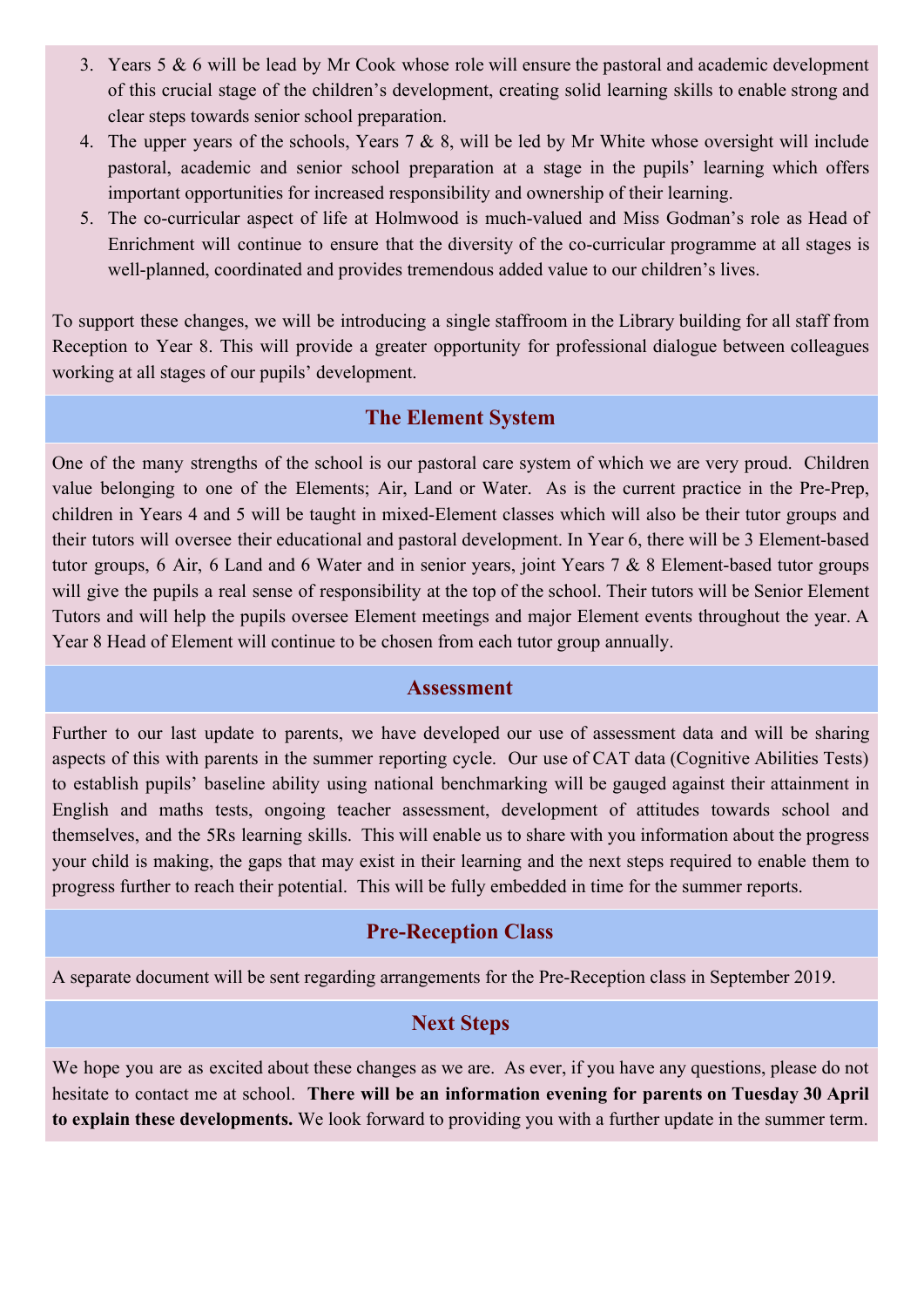3. Years 5 & 6 will be lead by Mr Cook whose role will ensure the pastoral and academic development of this crucial stage of the children's development, creating solid learning skills to enable strong and clear steps towards senior school preparation.
4. The upper years of the schools, Years 7 & 8, will be led by Mr White whose oversight will include pastoral, academic and senior school preparation at a stage in the pupils' learning which offers important opportunities for increased responsibility and ownership of their learning.
5. The co-curricular aspect of life at Holmwood is much-valued and Miss Godman's role as Head of Enrichment will continue to ensure that the diversity of the co-curricular programme at all stages is well-planned, coordinated and provides tremendous added value to our children's lives.

To support these changes, we will be introducing a single staffroom in the Library building for all staff from Reception to Year 8. This will provide a greater opportunity for professional dialogue between colleagues working at all stages of our pupils' development.

## The Element System

One of the many strengths of the school is our pastoral care system of which we are very proud. Children value belonging to one of the Elements; Air, Land or Water. As is the current practice in the Pre-Prep, children in Years 4 and 5 will be taught in mixed-Element classes which will also be their tutor groups and their tutors will oversee their educational and pastoral development. In Year 6, there will be 3 Element-based tutor groups, 6 Air, 6 Land and 6 Water and in senior years, joint Years 7 & 8 Element-based tutor groups will give the pupils a real sense of responsibility at the top of the school. Their tutors will be Senior Element Tutors and will help the pupils oversee Element meetings and major Element events throughout the year. A Year 8 Head of Element will continue to be chosen from each tutor group annually.

## Assessment

Further to our last update to parents, we have developed our use of assessment data and will be sharing aspects of this with parents in the summer reporting cycle. Our use of CAT data (Cognitive Abilities Tests) to establish pupils' baseline ability using national benchmarking will be gauged against their attainment in English and maths tests, ongoing teacher assessment, development of attitudes towards school and themselves, and the 5Rs learning skills. This will enable us to share with you information about the progress your child is making, the gaps that may exist in their learning and the next steps required to enable them to progress further to reach their potential. This will be fully embedded in time for the summer reports.

## Pre-Reception Class

A separate document will be sent regarding arrangements for the Pre-Reception class in September 2019.

## Next Steps

We hope you are as excited about these changes as we are. As ever, if you have any questions, please do not hesitate to contact me at school. **There will be an information evening for parents on Tuesday 30 April to explain these developments.** We look forward to providing you with a further update in the summer term.